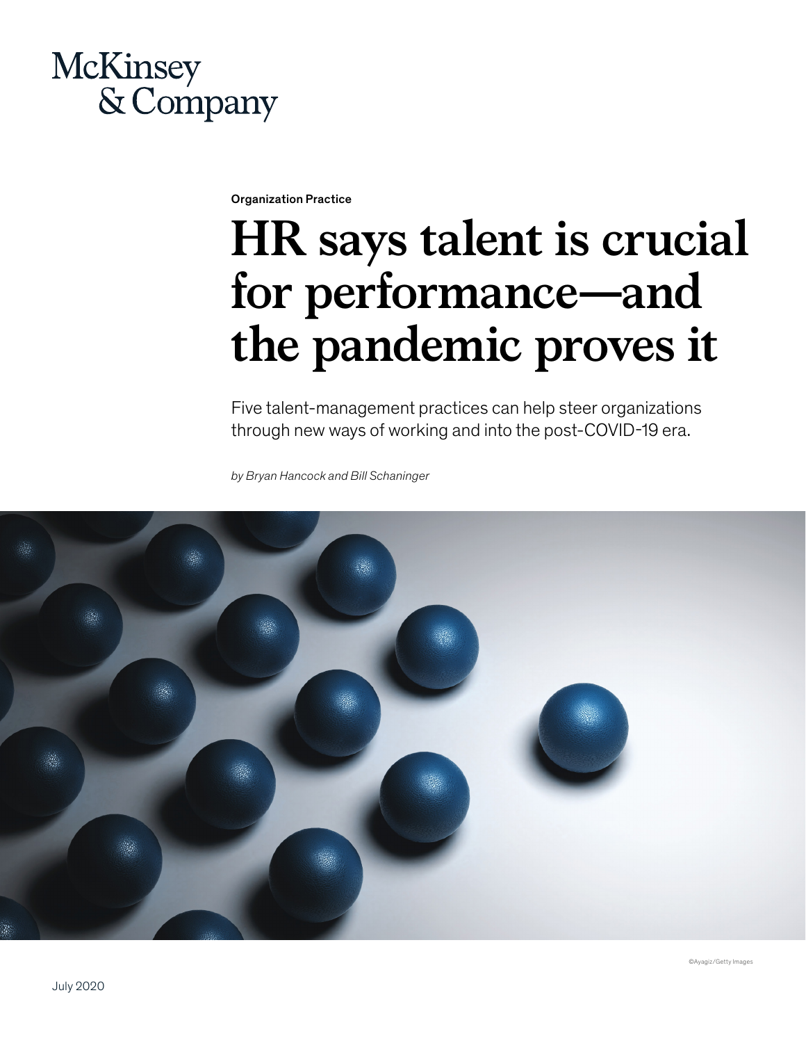McKinsey & Company

Organization Practice

# HR says talent is crucial for performance—and the pandemic proves it

Five talent-management practices can help steer organizations through new ways of working and into the post-COVID-19 era.

*by Bryan Hancock and Bill Schaninger*

©Ayagiz/Getty Images

July 2020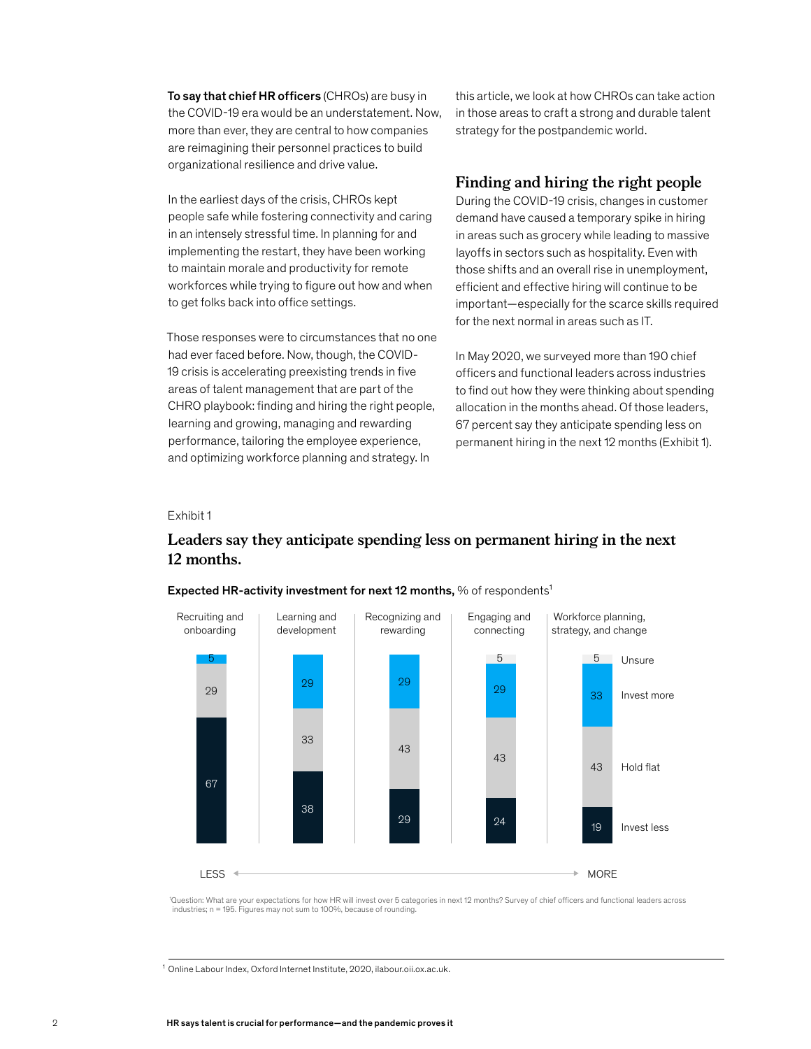**To say that chief HR officers** (CHROs) are busy in the COVID-19 era would be an understatement. Now, more than ever, they are central to how companies are reimagining their personnel practices to build organizational resilience and drive value.

In the earliest days of the crisis, CHROs kept people safe while fostering connectivity and caring in an intensely stressful time. In planning for and implementing the restart, they have been working to maintain morale and productivity for remote workforces while trying to figure out how and when to get folks back into office settings.

Those responses were to circumstances that no one had ever faced before. Now, though, the COVID-19 crisis is accelerating preexisting trends in five areas of talent management that are part of the CHRO playbook: finding and hiring the right people, learning and growing, managing and rewarding performance, tailoring the employee experience, and optimizing workforce planning and strategy. In this article, we look at how CHROs can take action in those areas to craft a strong and durable talent strategy for the postpandemic world.

## Finding and hiring the right people

During the COVID-19 crisis, changes in customer demand have caused a temporary spike in hiring in areas such as grocery while leading to massive layoffs in sectors such as hospitality. Even with those shifts and an overall rise in unemployment, efficient and effective hiring will continue to be important—especially for the scarce skills required for the next normal in areas such as IT.

In May 2020, we surveyed more than 190 chief officers and functional leaders across industries to find out how they were thinking about spending allocation in the months ahead. Of those leaders, 67 percent say they anticipate spending less on permanent hiring in the next 12 months (Exhibit 1).

Exhibit 1

### Leaders say they anticipate spending less on permanent hiring in the next 12 months.

**Expected HR-activity investment for next 12 months,** % of respondents[1]

| | Recruiting and onboarding | Learning and development | Recognizing and rewarding | Engaging and connecting | Workforce planning, strategy, and change |
|---|---|---|---|---|---|
| Unsure | | | | 5 | 5 |
| Invest more | 5 | 29 | 29 | 29 | 33 |
| Hold flat | 29 | 33 | 43 | 43 | 43 |
| Invest less | 67 | 38 | 29 | 24 | 19 |

LESS ← → MORE

[1]Question: What are your expectations for how HR will invest over 5 categories in next 12 months? Survey of chief officers and functional leaders across industries; n = 195. Figures may not sum to 100%, because of rounding.

[1] Online Labour Index, Oxford Internet Institute, 2020, ilabour.oii.ox.ac.uk.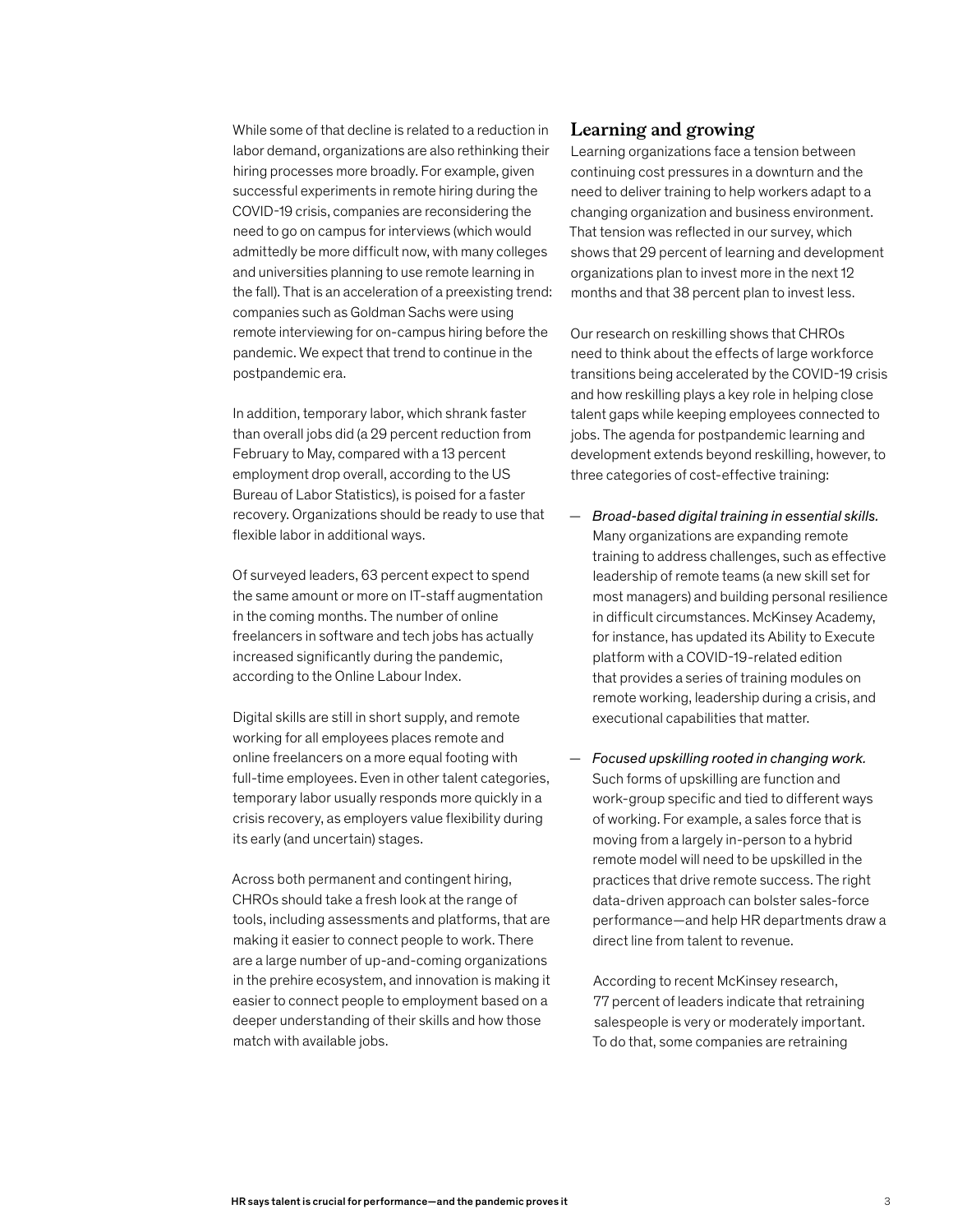While some of that decline is related to a reduction in labor demand, organizations are also rethinking their hiring processes more broadly. For example, given successful experiments in remote hiring during the COVID-19 crisis, companies are reconsidering the need to go on campus for interviews (which would admittedly be more difficult now, with many colleges and universities planning to use remote learning in the fall). That is an acceleration of a preexisting trend: companies such as Goldman Sachs were using remote interviewing for on-campus hiring before the pandemic. We expect that trend to continue in the postpandemic era.

In addition, temporary labor, which shrank faster than overall jobs did (a 29 percent reduction from February to May, compared with a 13 percent employment drop overall, according to the US Bureau of Labor Statistics), is poised for a faster recovery. Organizations should be ready to use that flexible labor in additional ways.

Of surveyed leaders, 63 percent expect to spend the same amount or more on IT-staff augmentation in the coming months. The number of online freelancers in software and tech jobs has actually increased significantly during the pandemic, according to the Online Labour Index.

Digital skills are still in short supply, and remote working for all employees places remote and online freelancers on a more equal footing with full-time employees. Even in other talent categories, temporary labor usually responds more quickly in a crisis recovery, as employers value flexibility during its early (and uncertain) stages.

Across both permanent and contingent hiring, CHROs should take a fresh look at the range of tools, including assessments and platforms, that are making it easier to connect people to work. There are a large number of up-and-coming organizations in the prehire ecosystem, and innovation is making it easier to connect people to employment based on a deeper understanding of their skills and how those match with available jobs.

## Learning and growing

Learning organizations face a tension between continuing cost pressures in a downturn and the need to deliver training to help workers adapt to a changing organization and business environment. That tension was reflected in our survey, which shows that 29 percent of learning and development organizations plan to invest more in the next 12 months and that 38 percent plan to invest less.

Our research on reskilling shows that CHROs need to think about the effects of large workforce transitions being accelerated by the COVID-19 crisis and how reskilling plays a key role in helping close talent gaps while keeping employees connected to jobs. The agenda for postpandemic learning and development extends beyond reskilling, however, to three categories of cost-effective training:

— *Broad-based digital training in essential skills.* Many organizations are expanding remote training to address challenges, such as effective leadership of remote teams (a new skill set for most managers) and building personal resilience in difficult circumstances. McKinsey Academy, for instance, has updated its Ability to Execute platform with a COVID-19-related edition that provides a series of training modules on remote working, leadership during a crisis, and executional capabilities that matter.

— *Focused upskilling rooted in changing work.* Such forms of upskilling are function and work-group specific and tied to different ways of working. For example, a sales force that is moving from a largely in-person to a hybrid remote model will need to be upskilled in the practices that drive remote success. The right data-driven approach can bolster sales-force performance—and help HR departments draw a direct line from talent to revenue.

  According to recent McKinsey research, 77 percent of leaders indicate that retraining salespeople is very or moderately important. To do that, some companies are retraining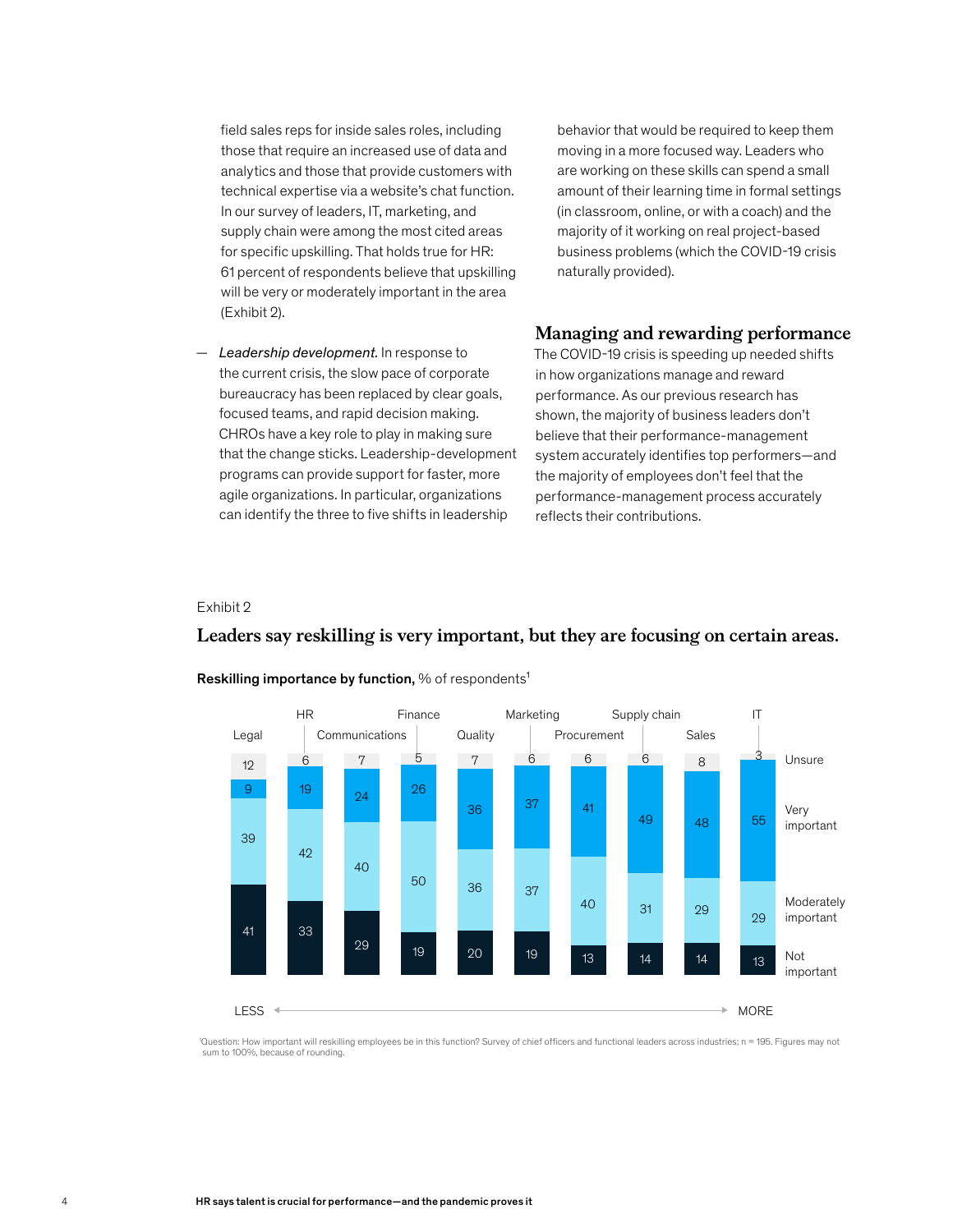field sales reps for inside sales roles, including those that require an increased use of data and analytics and those that provide customers with technical expertise via a website's chat function. In our survey of leaders, IT, marketing, and supply chain were among the most cited areas for specific upskilling. That holds true for HR: 61 percent of respondents believe that upskilling will be very or moderately important in the area (Exhibit 2).

— *Leadership development.* In response to the current crisis, the slow pace of corporate bureaucracy has been replaced by clear goals, focused teams, and rapid decision making. CHROs have a key role to play in making sure that the change sticks. Leadership-development programs can provide support for faster, more agile organizations. In particular, organizations can identify the three to five shifts in leadership behavior that would be required to keep them moving in a more focused way. Leaders who are working on these skills can spend a small amount of their learning time in formal settings (in classroom, online, or with a coach) and the majority of it working on real project-based business problems (which the COVID-19 crisis naturally provided).

## Managing and rewarding performance

The COVID-19 crisis is speeding up needed shifts in how organizations manage and reward performance. As our previous research has shown, the majority of business leaders don't believe that their performance-management system accurately identifies top performers—and the majority of employees don't feel that the performance-management process accurately reflects their contributions.

Exhibit 2

**Leaders say reskilling is very important, but they are focusing on certain areas.**

**Reskilling importance by function,** % of respondents[1]

| Function | Unsure | Very important | Moderately important | Not important |
|---|---|---|---|---|
| Legal | 12 | 9 | 39 | 41 |
| HR | 6 | 19 | 42 | 33 |
| Communications | 7 | 24 | 40 | 29 |
| Finance | 5 | 26 | 50 | 19 |
| Quality | 7 | 36 | 36 | 20 |
| Marketing | 6 | 37 | 37 | 19 |
| Procurement | 6 | 41 | 40 | 13 |
| Supply chain | 6 | 49 | 31 | 14 |
| Sales | 8 | 48 | 29 | 14 |
| IT | 3 | 55 | 29 | 13 |

LESS ← → MORE

[1]Question: How important will reskilling employees be in this function? Survey of chief officers and functional leaders across industries; n = 195. Figures may not sum to 100%, because of rounding.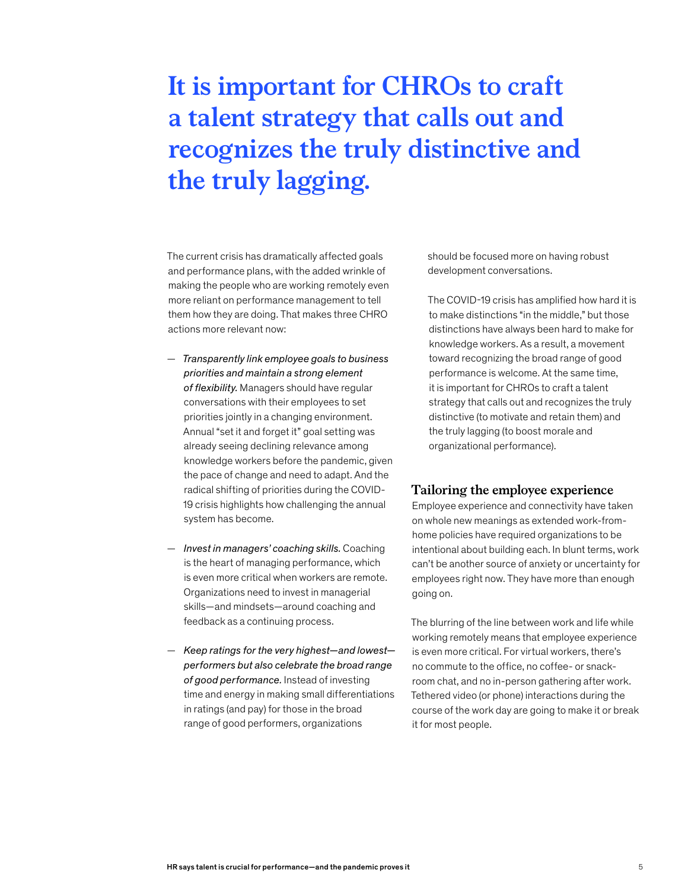# It is important for CHROs to craft a talent strategy that calls out and recognizes the truly distinctive and the truly lagging.

The current crisis has dramatically affected goals and performance plans, with the added wrinkle of making the people who are working remotely even more reliant on performance management to tell them how they are doing. That makes three CHRO actions more relevant now:

- *Transparently link employee goals to business priorities and maintain a strong element of flexibility.* Managers should have regular conversations with their employees to set priorities jointly in a changing environment. Annual "set it and forget it" goal setting was already seeing declining relevance among knowledge workers before the pandemic, given the pace of change and need to adapt. And the radical shifting of priorities during the COVID-19 crisis highlights how challenging the annual system has become.

- *Invest in managers' coaching skills.* Coaching is the heart of managing performance, which is even more critical when workers are remote. Organizations need to invest in managerial skills—and mindsets—around coaching and feedback as a continuing process.

- *Keep ratings for the very highest—and lowest—performers but also celebrate the broad range of good performance.* Instead of investing time and energy in making small differentiations in ratings (and pay) for those in the broad range of good performers, organizations should be focused more on having robust development conversations.

The COVID-19 crisis has amplified how hard it is to make distinctions "in the middle," but those distinctions have always been hard to make for knowledge workers. As a result, a movement toward recognizing the broad range of good performance is welcome. At the same time, it is important for CHROs to craft a talent strategy that calls out and recognizes the truly distinctive (to motivate and retain them) and the truly lagging (to boost morale and organizational performance).

## Tailoring the employee experience

Employee experience and connectivity have taken on whole new meanings as extended work-from-home policies have required organizations to be intentional about building each. In blunt terms, work can't be another source of anxiety or uncertainty for employees right now. They have more than enough going on.

The blurring of the line between work and life while working remotely means that employee experience is even more critical. For virtual workers, there's no commute to the office, no coffee- or snack-room chat, and no in-person gathering after work. Tethered video (or phone) interactions during the course of the work day are going to make it or break it for most people.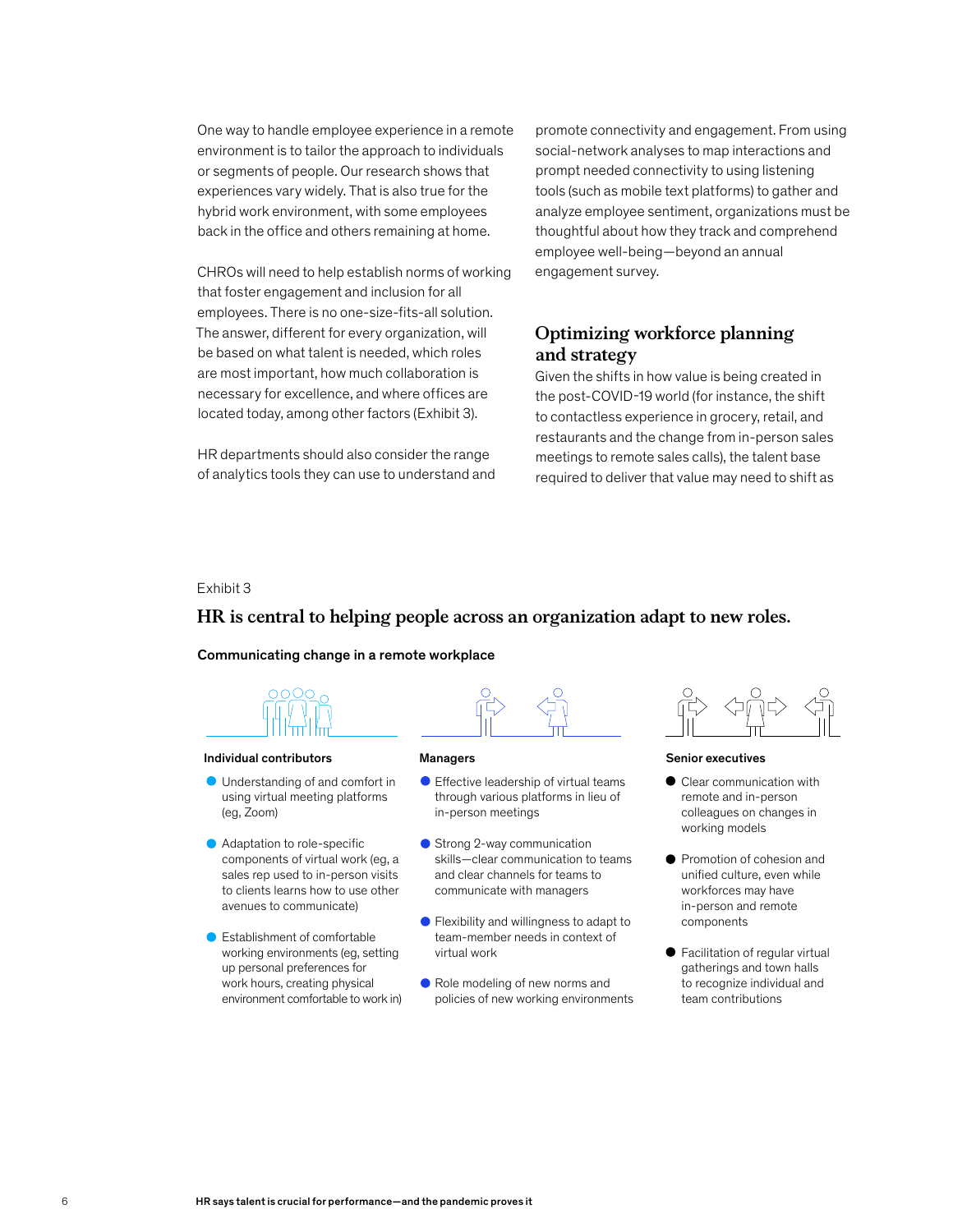One way to handle employee experience in a remote environment is to tailor the approach to individuals or segments of people. Our research shows that experiences vary widely. That is also true for the hybrid work environment, with some employees back in the office and others remaining at home.

CHROs will need to help establish norms of working that foster engagement and inclusion for all employees. There is no one-size-fits-all solution. The answer, different for every organization, will be based on what talent is needed, which roles are most important, how much collaboration is necessary for excellence, and where offices are located today, among other factors (Exhibit 3).

HR departments should also consider the range of analytics tools they can use to understand and promote connectivity and engagement. From using social-network analyses to map interactions and prompt needed connectivity to using listening tools (such as mobile text platforms) to gather and analyze employee sentiment, organizations must be thoughtful about how they track and comprehend employee well-being—beyond an annual engagement survey.

## Optimizing workforce planning and strategy

Given the shifts in how value is being created in the post-COVID-19 world (for instance, the shift to contactless experience in grocery, retail, and restaurants and the change from in-person sales meetings to remote sales calls), the talent base required to deliver that value may need to shift as

Exhibit 3

### HR is central to helping people across an organization adapt to new roles.

**Communicating change in a remote workplace**

**Individual contributors**

- Understanding of and comfort in using virtual meeting platforms (eg, Zoom)
- Adaptation to role-specific components of virtual work (eg, a sales rep used to in-person visits to clients learns how to use other avenues to communicate)
- Establishment of comfortable working environments (eg, setting up personal preferences for work hours, creating physical environment comfortable to work in)

**Managers**

- Effective leadership of virtual teams through various platforms in lieu of in-person meetings
- Strong 2-way communication skills—clear communication to teams and clear channels for teams to communicate with managers
- Flexibility and willingness to adapt to team-member needs in context of virtual work
- Role modeling of new norms and policies of new working environments

**Senior executives**

- Clear communication with remote and in-person colleagues on changes in working models
- Promotion of cohesion and unified culture, even while workforces may have in-person and remote components
- Facilitation of regular virtual gatherings and town halls to recognize individual and team contributions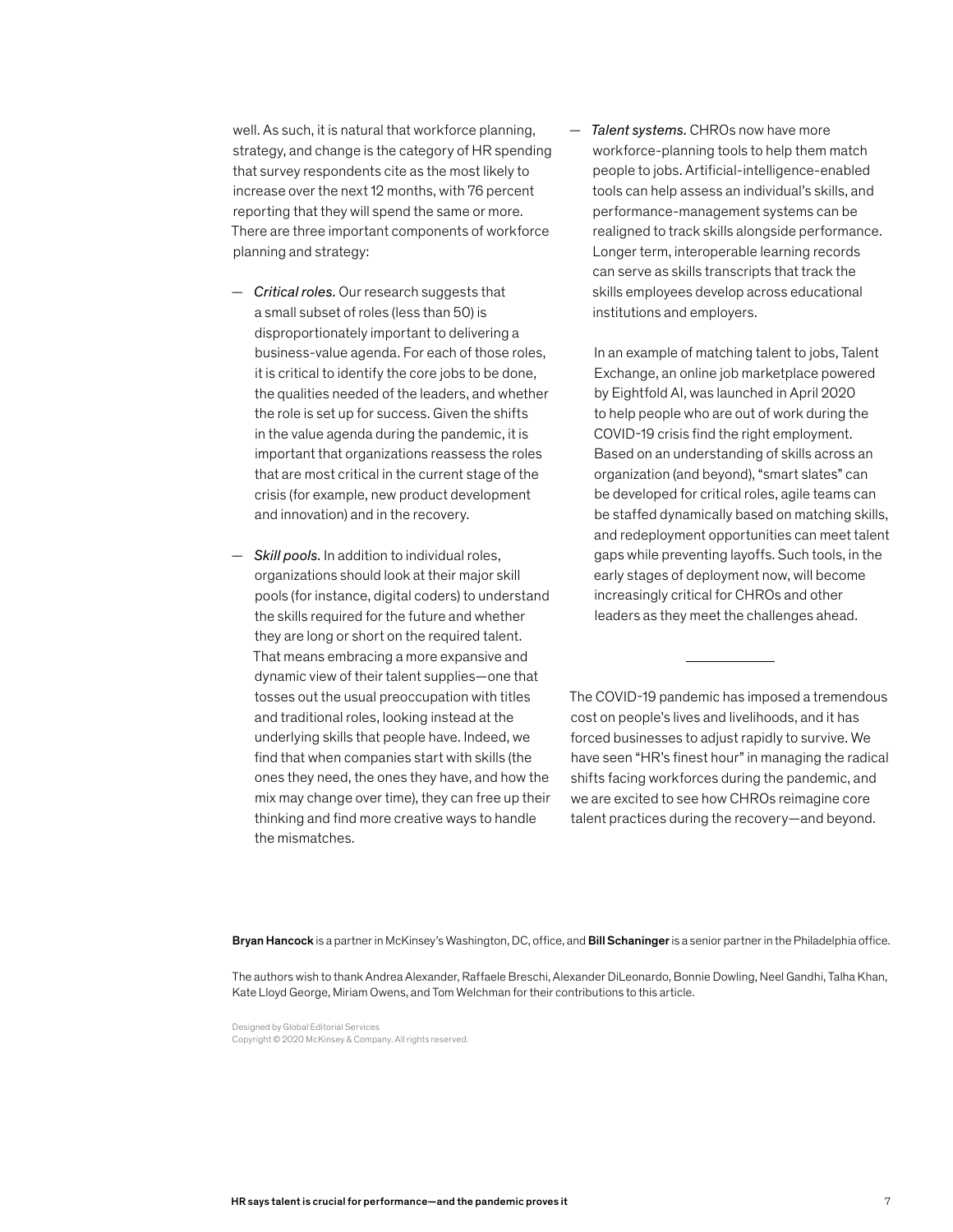well. As such, it is natural that workforce planning, strategy, and change is the category of HR spending that survey respondents cite as the most likely to increase over the next 12 months, with 76 percent reporting that they will spend the same or more. There are three important components of workforce planning and strategy:

— *Critical roles.* Our research suggests that a small subset of roles (less than 50) is disproportionately important to delivering a business-value agenda. For each of those roles, it is critical to identify the core jobs to be done, the qualities needed of the leaders, and whether the role is set up for success. Given the shifts in the value agenda during the pandemic, it is important that organizations reassess the roles that are most critical in the current stage of the crisis (for example, new product development and innovation) and in the recovery.

— *Skill pools.* In addition to individual roles, organizations should look at their major skill pools (for instance, digital coders) to understand the skills required for the future and whether they are long or short on the required talent. That means embracing a more expansive and dynamic view of their talent supplies—one that tosses out the usual preoccupation with titles and traditional roles, looking instead at the underlying skills that people have. Indeed, we find that when companies start with skills (the ones they need, the ones they have, and how the mix may change over time), they can free up their thinking and find more creative ways to handle the mismatches.

— *Talent systems.* CHROs now have more workforce-planning tools to help them match people to jobs. Artificial-intelligence-enabled tools can help assess an individual's skills, and performance-management systems can be realigned to track skills alongside performance. Longer term, interoperable learning records can serve as skills transcripts that track the skills employees develop across educational institutions and employers.

  In an example of matching talent to jobs, Talent Exchange, an online job marketplace powered by Eightfold AI, was launched in April 2020 to help people who are out of work during the COVID-19 crisis find the right employment. Based on an understanding of skills across an organization (and beyond), "smart slates" can be developed for critical roles, agile teams can be staffed dynamically based on matching skills, and redeployment opportunities can meet talent gaps while preventing layoffs. Such tools, in the early stages of deployment now, will become increasingly critical for CHROs and other leaders as they meet the challenges ahead.

---

The COVID-19 pandemic has imposed a tremendous cost on people's lives and livelihoods, and it has forced businesses to adjust rapidly to survive. We have seen "HR's finest hour" in managing the radical shifts facing workforces during the pandemic, and we are excited to see how CHROs reimagine core talent practices during the recovery—and beyond.

**Bryan Hancock** is a partner in McKinsey's Washington, DC, office, and **Bill Schaninger** is a senior partner in the Philadelphia office.

The authors wish to thank Andrea Alexander, Raffaele Breschi, Alexander DiLeonardo, Bonnie Dowling, Neel Gandhi, Talha Khan, Kate Lloyd George, Miriam Owens, and Tom Welchman for their contributions to this article.

Designed by Global Editorial Services
Copyright © 2020 McKinsey & Company. All rights reserved.